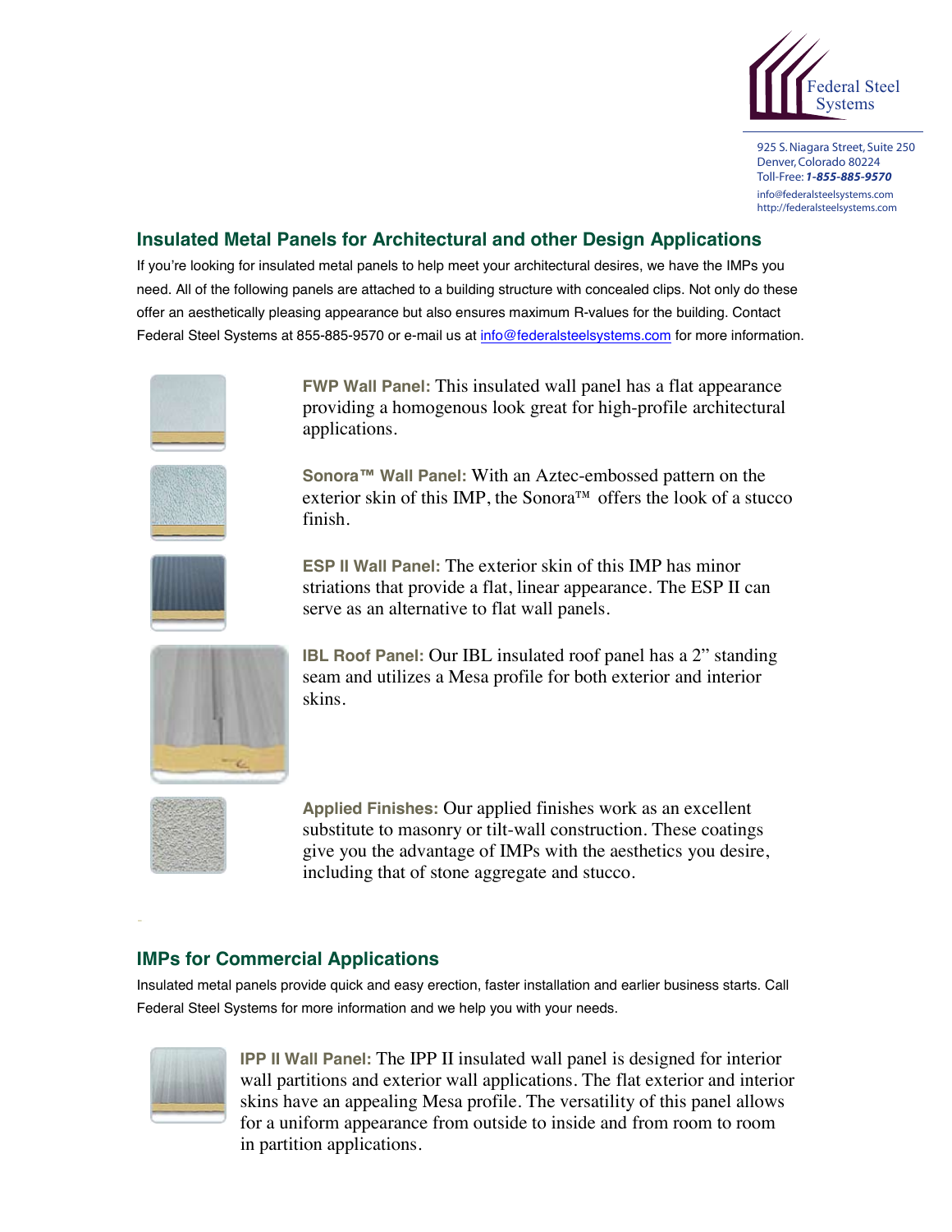Federal Steel Systems

925 S. Niagara Street, Suite 250
Denver, Colorado 80224
Toll-Free: ***1-855-885-9570***
info@federalsteelsystems.com
http://federalsteelsystems.com

## Insulated Metal Panels for Architectural and other Design Applications

If you're looking for insulated metal panels to help meet your architectural desires, we have the IMPs you need. All of the following panels are attached to a building structure with concealed clips. Not only do these offer an aesthetically pleasing appearance but also ensures maximum R-values for the building. Contact Federal Steel Systems at 855-885-9570 or e-mail us at info@federalsteelsystems.com for more information.

**FWP Wall Panel:** This insulated wall panel has a flat appearance providing a homogenous look great for high-profile architectural applications.

**Sonora™ Wall Panel:** With an Aztec-embossed pattern on the exterior skin of this IMP, the Sonora™ offers the look of a stucco finish.

**ESP II Wall Panel:** The exterior skin of this IMP has minor striations that provide a flat, linear appearance. The ESP II can serve as an alternative to flat wall panels.

**IBL Roof Panel:** Our IBL insulated roof panel has a 2" standing seam and utilizes a Mesa profile for both exterior and interior skins.

**Applied Finishes:** Our applied finishes work as an excellent substitute to masonry or tilt-wall construction. These coatings give you the advantage of IMPs with the aesthetics you desire, including that of stone aggregate and stucco.

## IMPs for Commercial Applications

Insulated metal panels provide quick and easy erection, faster installation and earlier business starts. Call Federal Steel Systems for more information and we help you with your needs.

**IPP II Wall Panel:** The IPP II insulated wall panel is designed for interior wall partitions and exterior wall applications. The flat exterior and interior skins have an appealing Mesa profile. The versatility of this panel allows for a uniform appearance from outside to inside and from room to room in partition applications.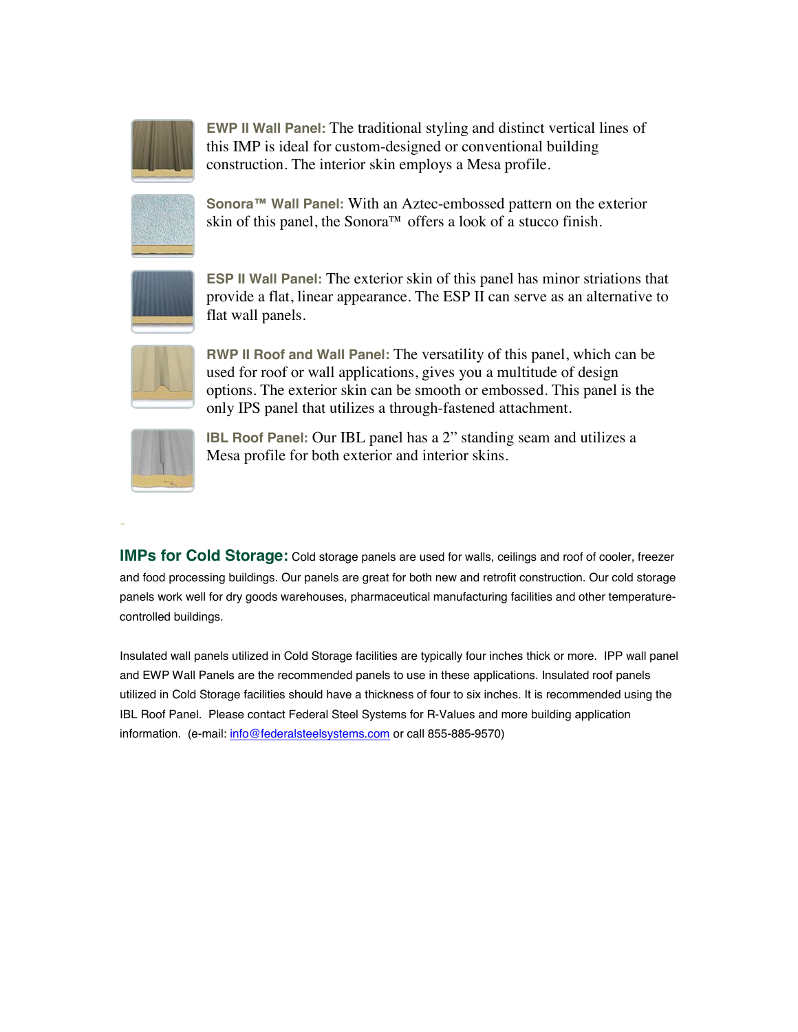**EWP II Wall Panel:** The traditional styling and distinct vertical lines of this IMP is ideal for custom-designed or conventional building construction. The interior skin employs a Mesa profile.

**Sonora™ Wall Panel:** With an Aztec-embossed pattern on the exterior skin of this panel, the Sonora™ offers a look of a stucco finish.

**ESP II Wall Panel:** The exterior skin of this panel has minor striations that provide a flat, linear appearance. The ESP II can serve as an alternative to flat wall panels.

**RWP II Roof and Wall Panel:** The versatility of this panel, which can be used for roof or wall applications, gives you a multitude of design options. The exterior skin can be smooth or embossed. This panel is the only IPS panel that utilizes a through-fastened attachment.

**IBL Roof Panel:** Our IBL panel has a 2" standing seam and utilizes a Mesa profile for both exterior and interior skins.

**IMPs for Cold Storage:** Cold storage panels are used for walls, ceilings and roof of cooler, freezer and food processing buildings. Our panels are great for both new and retrofit construction. Our cold storage panels work well for dry goods warehouses, pharmaceutical manufacturing facilities and other temperature-controlled buildings.

Insulated wall panels utilized in Cold Storage facilities are typically four inches thick or more. IPP wall panel and EWP Wall Panels are the recommended panels to use in these applications. Insulated roof panels utilized in Cold Storage facilities should have a thickness of four to six inches. It is recommended using the IBL Roof Panel. Please contact Federal Steel Systems for R-Values and more building application information. (e-mail: info@federalsteelsystems.com or call 855-885-9570)